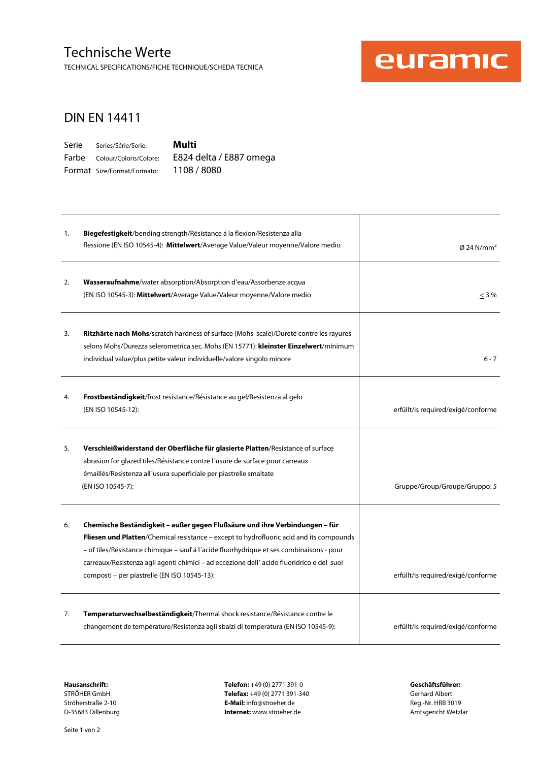# Technische Werte

TECHNICAL SPECIFICATIONS/FICHE TECHNIQUE/SCHEDA TECNICA

euramic

## DIN EN 14411

| | | |
|---|---|---|
| Serie | Series/Série/Serie: | **Multi** |
| Farbe | Colour/Coloris/Colore: | E824 delta / E887 omega |
| Format | Size/Format/Formato: | 1108 / 8080 |

| Nr. | Eigenschaft | Wert |
|---|---|---|
| 1. | **Biegefestigkeit**/bending strength/Résistance á la flexion/Resistenza alla flessione (EN ISO 10545-4): **Mittelwert**/Average Value/Valeur moyenne/Valore medio | Ø 24 $N/mm^2$ |
| 2. | **Wasseraufnahme**/water absorption/Absorption d'eau/Assorbenze acqua (EN ISO 10545-3): **Mittelwert**/Average Value/Valeur moyenne/Valore medio | $\leq$ 3 % |
| 3. | **Ritzhärte nach Mohs**/scratch hardness of surface (Mohs scale)/Dureté contre les rayures selons Mohs/Durezza selerometrica sec. Mohs (EN 15771): **kleinster Einzelwert**/minimum individual value/plus petite valeur individuelle/valore singolo minore | 6 - 7 |
| 4. | **Frostbeständigkeit**/frost resistance/Résistance au gel/Resistenza al gelo (EN ISO 10545-12): | erfüllt/is required/exigé/conforme |
| 5. | **Verschleißwiderstand der Oberfläche für glasierte Platten**/Resistance of surface abrasion for glazed tiles/Résistance contre l´usure de surface pour carreaux émaillés/Resistenza all´usura superficiale per piastrelle smaltate (EN ISO 10545-7): | Gruppe/Group/Groupe/Gruppo: 5 |
| 6. | **Chemische Beständigkeit – außer gegen Flußsäure und ihre Verbindungen – für Fliesen und Platten**/Chemical resistance – except to hydrofluoric acid and its compounds – of tiles/Résistance chimique – sauf á l´acide fluorhydrique et ses combinaisons - pour carreaux/Resistenza agli agenti chimici – ad eccezione dell´ acido fluoridrico e del suoi composti – per piastrelle (EN ISO 10545-13): | erfüllt/is required/exigé/conforme |
| 7. | **Temperaturwechselbeständigkeit**/Thermal shock resistance/Résistance contre le changement de température/Resistenza agli sbalzi di temperatura (EN ISO 10545-9): | erfüllt/is required/exigé/conforme |

**Hausanschrift:**
STRÖHER GmbH
Ströherstraße 2-10
D-35683 Dillenburg

**Telefon:** +49 (0) 2771 391-0
**Telefax:** +49 (0) 2771 391-340
**E-Mail:** info@stroeher.de
**Internet:** www.stroeher.de

**Geschäftsführer:**
Gerhard Albert
Reg.-Nr. HRB 3019
Amtsgericht Wetzlar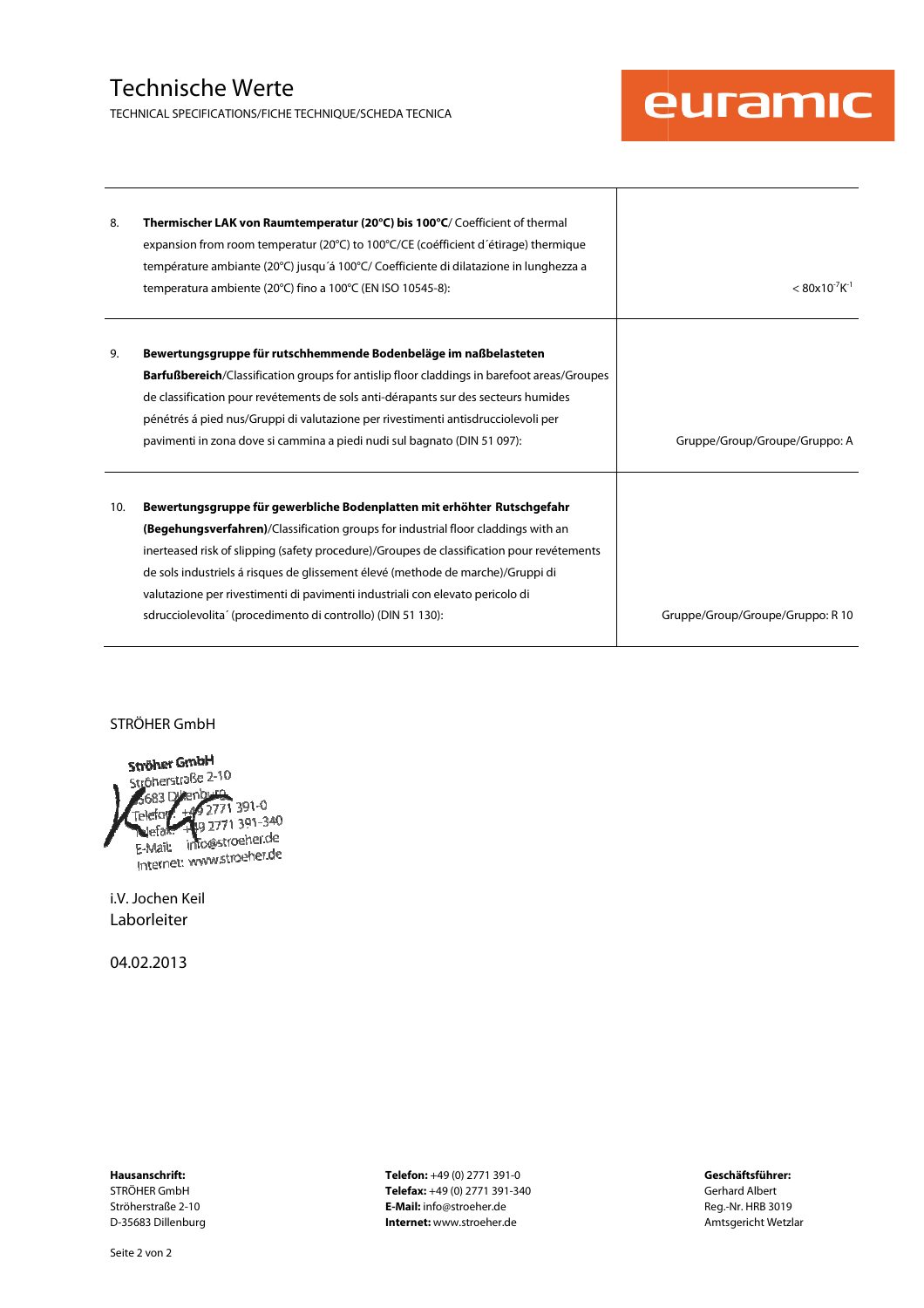# Technische Werte

TECHNICAL SPECIFICATIONS/FICHE TECHNIQUE/SCHEDA TECNICA

euramic

| | | |
|---|---|---|
| 8. | **Thermischer LAK von Raumtemperatur (20°C) bis 100°C**/ Coefficient of thermal expansion from room temperatur (20°C) to 100°C/CE (coéfficient d´étirage) thermique température ambiante (20°C) jusqu´á 100°C/ Coefficiente di dilatazione in lunghezza a temperatura ambiente (20°C) fino a 100°C (EN ISO 10545-8): | $< 80x10^{-7}K^{-1}$ |
| 9. | **Bewertungsgruppe für rutschhemmende Bodenbeläge im naßbelasteten Barfußbereich**/Classification groups for antislip floor claddings in barefoot areas/Groupes de classification pour revétements de sols anti-dérapants sur des secteurs humides pénétrés á pied nus/Gruppi di valutazione per rivestimenti antisdrucciolevoli per pavimenti in zona dove si cammina a piedi nudi sul bagnato (DIN 51 097): | Gruppe/Group/Groupe/Gruppo: A |
| 10. | **Bewertungsgruppe für gewerbliche Bodenplatten mit erhöhter Rutschgefahr (Begehungsverfahren)**/Classification groups for industrial floor claddings with an inerteased risk of slipping (safety procedure)/Groupes de classification pour revétements de sols industriels á risques de glissement élevé (methode de marche)/Gruppi di valutazione per rivestimenti di pavimenti industriali con elevato pericolo di sdrucciolevolita´ (procedimento di controllo) (DIN 51 130): | Gruppe/Group/Groupe/Gruppo: R 10 |

STRÖHER GmbH

Ströher GmbH
Ströherstraße 2-10
35683 Dillenburg
Telefon: +49 2771 391-0
Telefax: +49 2771 391-340
E-Mail: info@stroeher.de
Internet: www.stroeher.de

i.V. Jochen Keil
Laborleiter

04.02.2013

**Hausanschrift:**
STRÖHER GmbH
Ströherstraße 2-10
D-35683 Dillenburg

**Telefon:** +49 (0) 2771 391-0
**Telefax:** +49 (0) 2771 391-340
**E-Mail:** info@stroeher.de
**Internet:** www.stroeher.de

**Geschäftsführer:**
Gerhard Albert
Reg.-Nr. HRB 3019
Amtsgericht Wetzlar